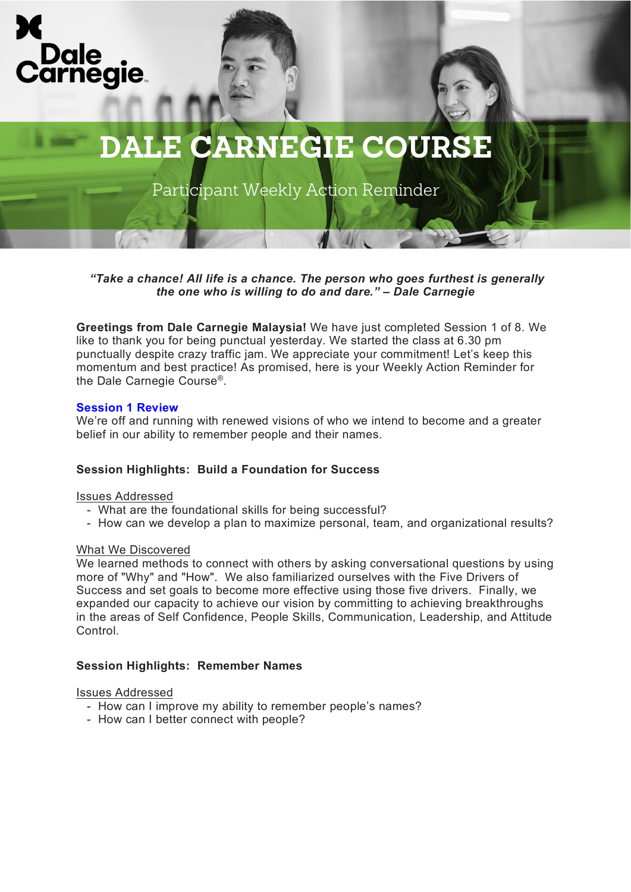Dale Carnegie

# DALE CARNEGIE COURSE

Participant Weekly Action Reminder

***"Take a chance! All life is a chance. The person who goes furthest is generally the one who is willing to do and dare." – Dale Carnegie***

**Greetings from Dale Carnegie Malaysia!** We have just completed Session 1 of 8. We like to thank you for being punctual yesterday. We started the class at 6.30 pm punctually despite crazy traffic jam. We appreciate your commitment! Let's keep this momentum and best practice! As promised, here is your Weekly Action Reminder for the Dale Carnegie Course®.

## Session 1 Review

We're off and running with renewed visions of who we intend to become and a greater belief in our ability to remember people and their names.

### Session Highlights: Build a Foundation for Success

<u>Issues Addressed</u>

- What are the foundational skills for being successful?
- How can we develop a plan to maximize personal, team, and organizational results?

<u>What We Discovered</u>

We learned methods to connect with others by asking conversational questions by using more of "Why" and "How". We also familiarized ourselves with the Five Drivers of Success and set goals to become more effective using those five drivers. Finally, we expanded our capacity to achieve our vision by committing to achieving breakthroughs in the areas of Self Confidence, People Skills, Communication, Leadership, and Attitude Control.

### Session Highlights: Remember Names

<u>Issues Addressed</u>

- How can I improve my ability to remember people's names?
- How can I better connect with people?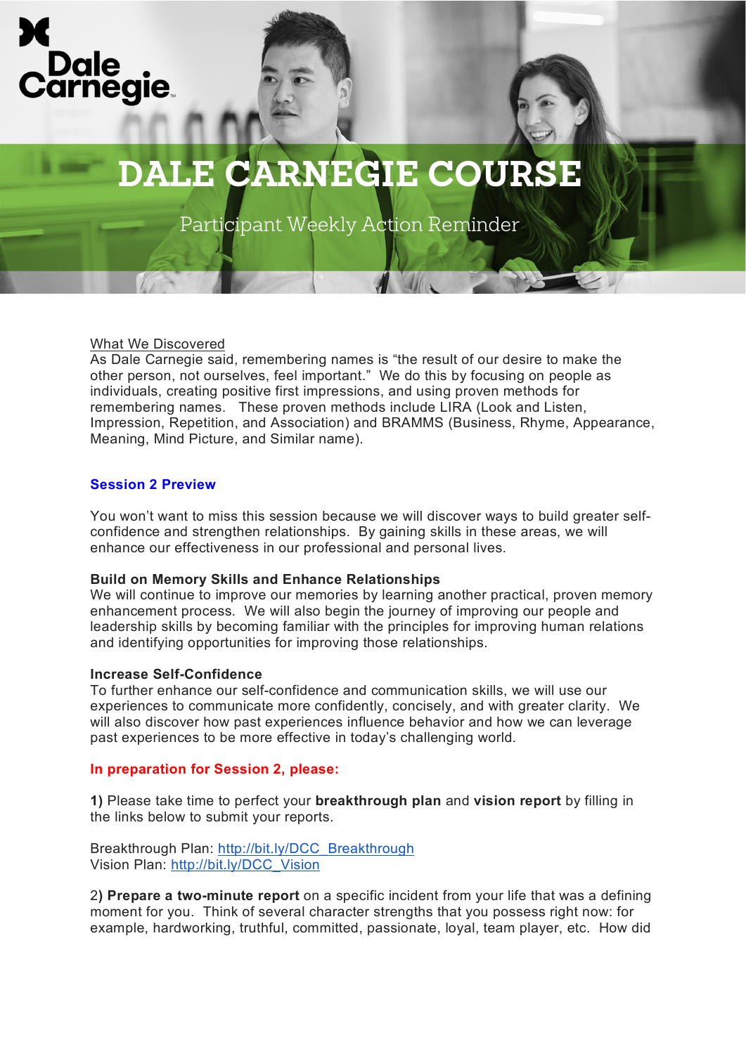# DALE CARNEGIE COURSE

Participant Weekly Action Reminder

What We Discovered

As Dale Carnegie said, remembering names is "the result of our desire to make the other person, not ourselves, feel important." We do this by focusing on people as individuals, creating positive first impressions, and using proven methods for remembering names. These proven methods include LIRA (Look and Listen, Impression, Repetition, and Association) and BRAMMS (Business, Rhyme, Appearance, Meaning, Mind Picture, and Similar name).

## Session 2 Preview

You won't want to miss this session because we will discover ways to build greater self-confidence and strengthen relationships. By gaining skills in these areas, we will enhance our effectiveness in our professional and personal lives.

**Build on Memory Skills and Enhance Relationships**

We will continue to improve our memories by learning another practical, proven memory enhancement process. We will also begin the journey of improving our people and leadership skills by becoming familiar with the principles for improving human relations and identifying opportunities for improving those relationships.

**Increase Self-Confidence**

To further enhance our self-confidence and communication skills, we will use our experiences to communicate more confidently, concisely, and with greater clarity. We will also discover how past experiences influence behavior and how we can leverage past experiences to be more effective in today's challenging world.

**In preparation for Session 2, please:**

**1)** Please take time to perfect your **breakthrough plan** and **vision report** by filling in the links below to submit your reports.

Breakthrough Plan: http://bit.ly/DCC_Breakthrough
Vision Plan: http://bit.ly/DCC_Vision

2**) Prepare a two-minute report** on a specific incident from your life that was a defining moment for you. Think of several character strengths that you possess right now: for example, hardworking, truthful, committed, passionate, loyal, team player, etc. How did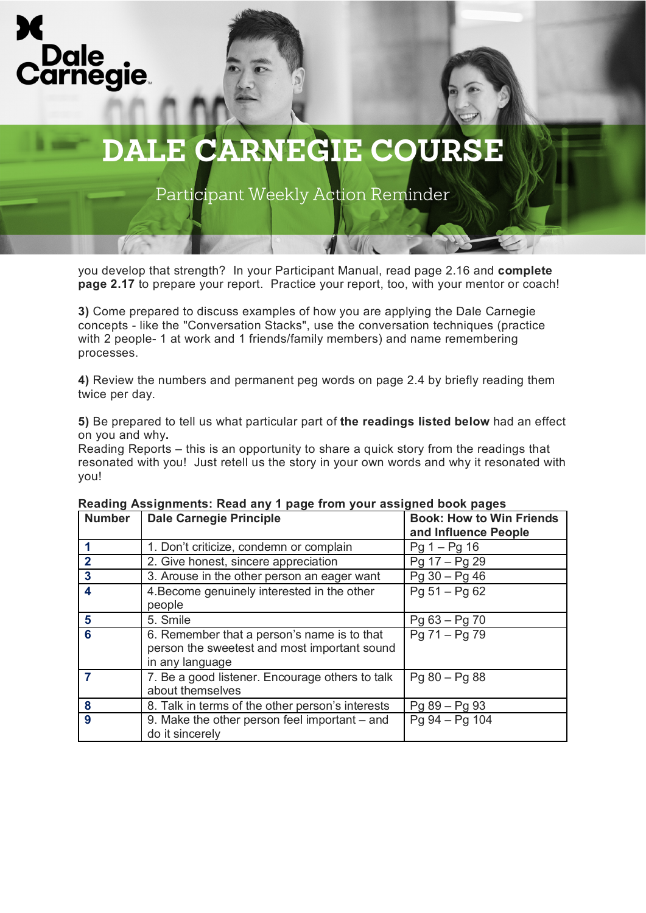# DALE CARNEGIE COURSE

Participant Weekly Action Reminder

you develop that strength? In your Participant Manual, read page 2.16 and **complete page 2.17** to prepare your report. Practice your report, too, with your mentor or coach!

**3)** Come prepared to discuss examples of how you are applying the Dale Carnegie concepts - like the "Conversation Stacks", use the conversation techniques (practice with 2 people- 1 at work and 1 friends/family members) and name remembering processes.

**4)** Review the numbers and permanent peg words on page 2.4 by briefly reading them twice per day.

**5)** Be prepared to tell us what particular part of **the readings listed below** had an effect on you and why**.**
Reading Reports – this is an opportunity to share a quick story from the readings that resonated with you! Just retell us the story in your own words and why it resonated with you!

**Reading Assignments: Read any 1 page from your assigned book pages**

| Number | Dale Carnegie Principle | Book: How to Win Friends and Influence People |
|---|---|---|
| **1** | 1. Don't criticize, condemn or complain | Pg 1 – Pg 16 |
| **2** | 2. Give honest, sincere appreciation | Pg 17 – Pg 29 |
| **3** | 3. Arouse in the other person an eager want | Pg 30 – Pg 46 |
| **4** | 4.Become genuinely interested in the other people | Pg 51 – Pg 62 |
| **5** | 5. Smile | Pg 63 – Pg 70 |
| **6** | 6. Remember that a person's name is to that person the sweetest and most important sound in any language | Pg 71 – Pg 79 |
| **7** | 7. Be a good listener. Encourage others to talk about themselves | Pg 80 – Pg 88 |
| **8** | 8. Talk in terms of the other person's interests | Pg 89 – Pg 93 |
| **9** | 9. Make the other person feel important – and do it sincerely | Pg 94 – Pg 104 |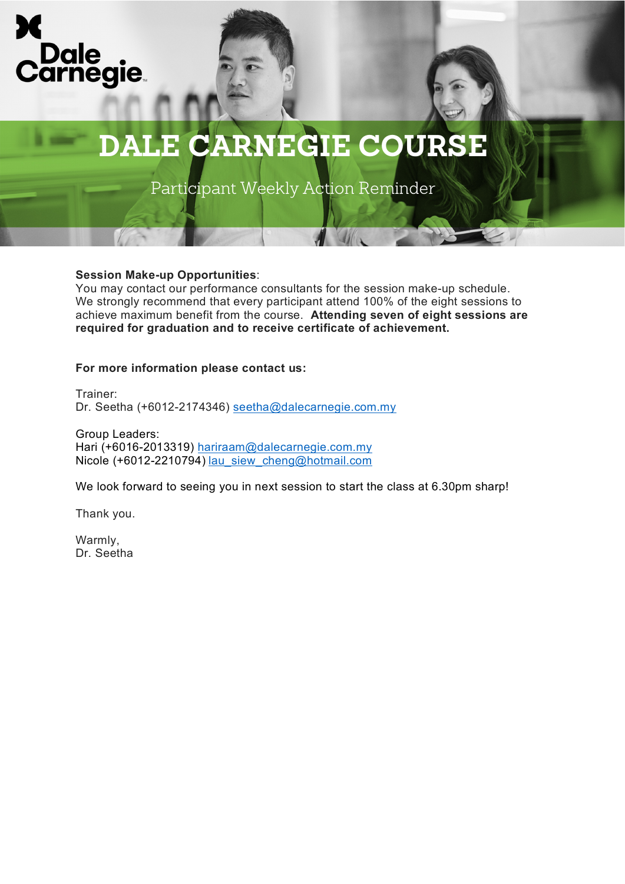# DALE CARNEGIE COURSE

Participant Weekly Action Reminder

**Session Make-up Opportunities**:
You may contact our performance consultants for the session make-up schedule. We strongly recommend that every participant attend 100% of the eight sessions to achieve maximum benefit from the course. **Attending seven of eight sessions are required for graduation and to receive certificate of achievement.**

**For more information please contact us:**

Trainer:
Dr. Seetha (+6012-2174346) seetha@dalecarnegie.com.my

Group Leaders:
Hari (+6016-2013319) hariraam@dalecarnegie.com.my
Nicole (+6012-2210794) lau_siew_cheng@hotmail.com

We look forward to seeing you in next session to start the class at 6.30pm sharp!

Thank you.

Warmly,
Dr. Seetha